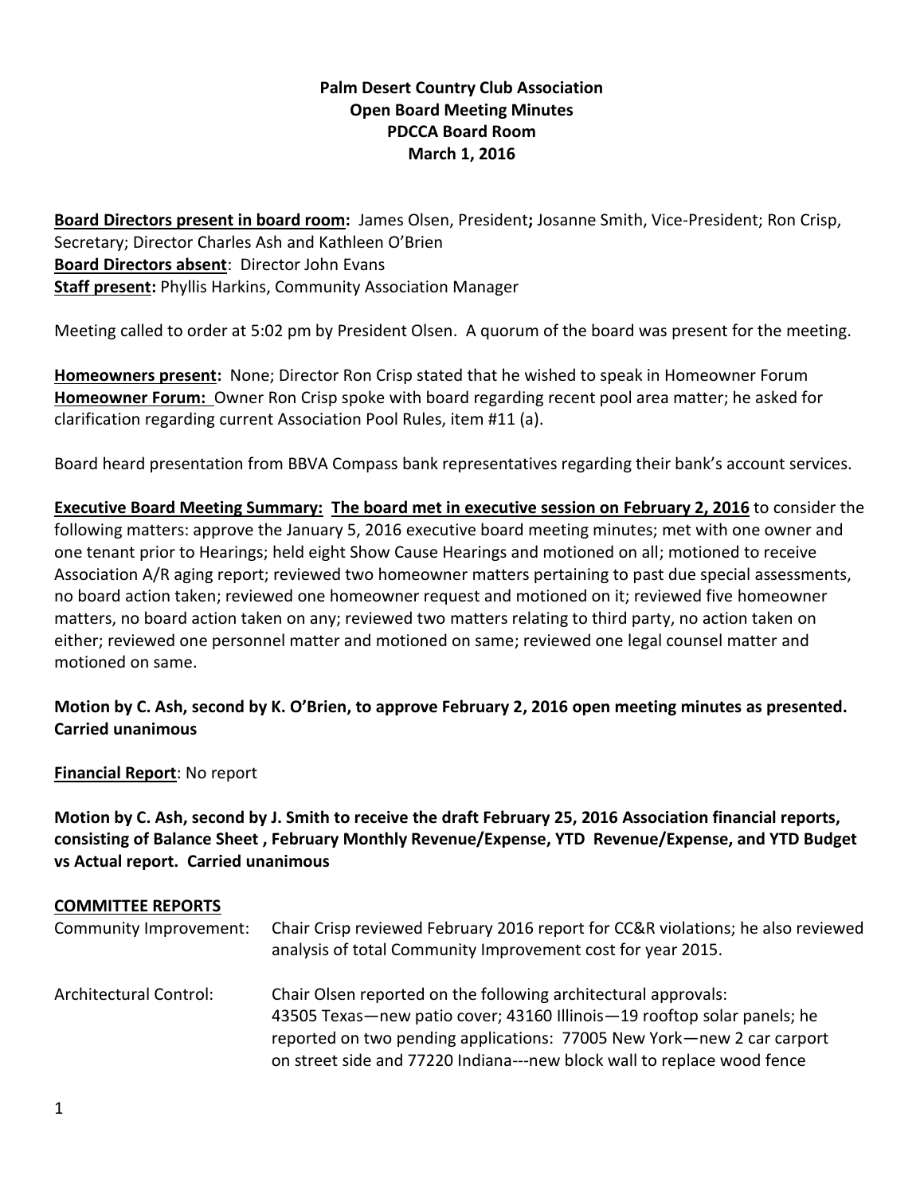**Palm Desert Country Club Association**
**Open Board Meeting Minutes**
**PDCCA Board Room**
**March 1, 2016**

**__Board Directors present in board room:__** James Olsen, President**;** Josanne Smith, Vice-President; Ron Crisp, Secretary; Director Charles Ash and Kathleen O'Brien
**__Board Directors absent__**: Director John Evans
**__Staff present:__** Phyllis Harkins, Community Association Manager

Meeting called to order at 5:02 pm by President Olsen. A quorum of the board was present for the meeting.

**__Homeowners present:__** None; Director Ron Crisp stated that he wished to speak in Homeowner Forum
**__Homeowner Forum:__** Owner Ron Crisp spoke with board regarding recent pool area matter; he asked for clarification regarding current Association Pool Rules, item #11 (a).

Board heard presentation from BBVA Compass bank representatives regarding their bank's account services.

**__Executive Board Meeting Summary: The board met in executive session on February 2, 2016__** to consider the following matters: approve the January 5, 2016 executive board meeting minutes; met with one owner and one tenant prior to Hearings; held eight Show Cause Hearings and motioned on all; motioned to receive Association A/R aging report; reviewed two homeowner matters pertaining to past due special assessments, no board action taken; reviewed one homeowner request and motioned on it; reviewed five homeowner matters, no board action taken on any; reviewed two matters relating to third party, no action taken on either; reviewed one personnel matter and motioned on same; reviewed one legal counsel matter and motioned on same.

**Motion by C. Ash, second by K. O'Brien, to approve February 2, 2016 open meeting minutes as presented. Carried unanimous**

**__Financial Report__**: No report

**Motion by C. Ash, second by J. Smith to receive the draft February 25, 2016 Association financial reports, consisting of Balance Sheet , February Monthly Revenue/Expense, YTD Revenue/Expense, and YTD Budget vs Actual report. Carried unanimous**

**__COMMITTEE REPORTS__**

Community Improvement: Chair Crisp reviewed February 2016 report for CC&R violations; he also reviewed analysis of total Community Improvement cost for year 2015.

Architectural Control: Chair Olsen reported on the following architectural approvals: 43505 Texas—new patio cover; 43160 Illinois—19 rooftop solar panels; he reported on two pending applications: 77005 New York—new 2 car carport on street side and 77220 Indiana---new block wall to replace wood fence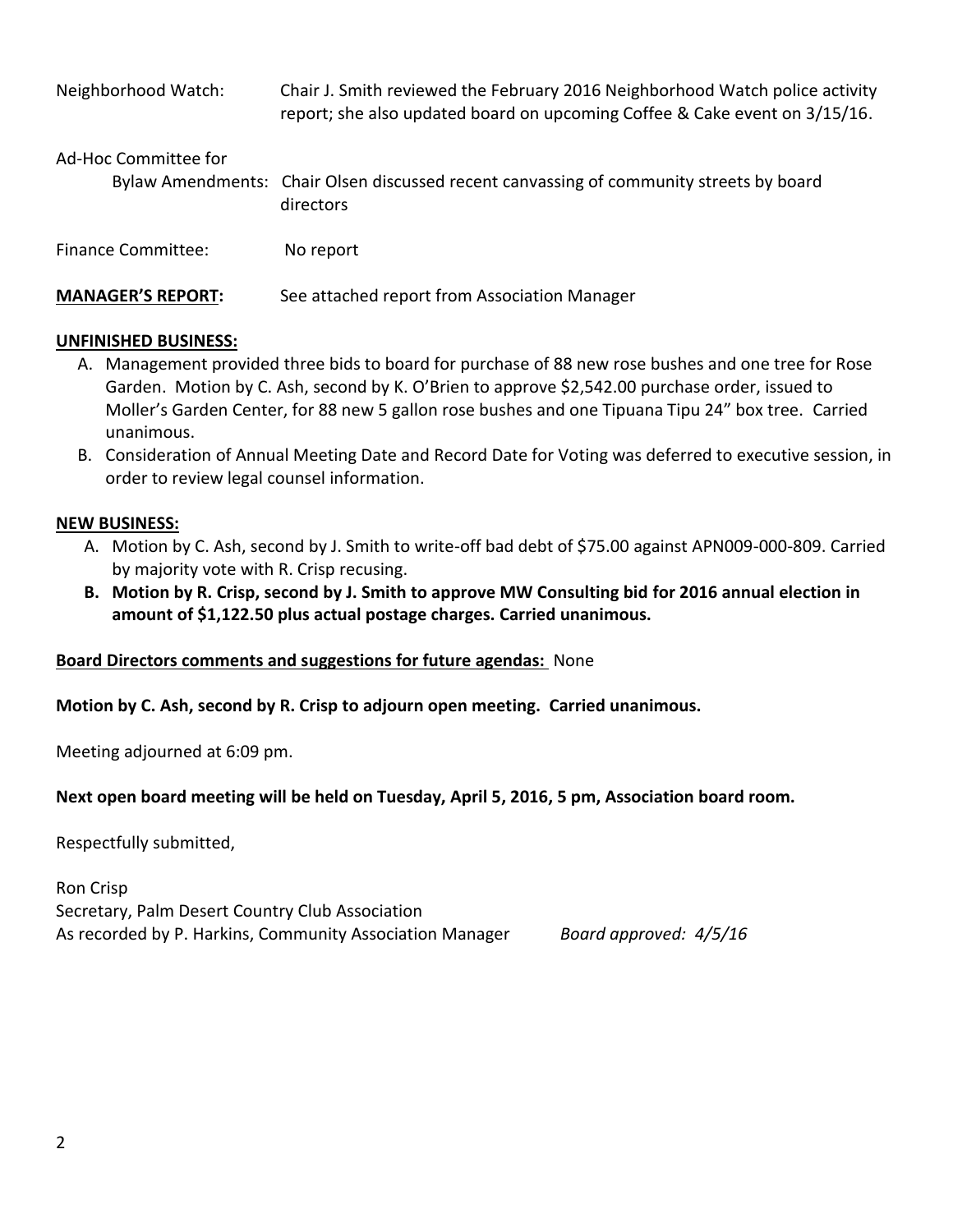Neighborhood Watch: Chair J. Smith reviewed the February 2016 Neighborhood Watch police activity report; she also updated board on upcoming Coffee & Cake event on 3/15/16.

Ad-Hoc Committee for Bylaw Amendments: Chair Olsen discussed recent canvassing of community streets by board directors

Finance Committee: No report

**MANAGER'S REPORT:** See attached report from Association Manager

**UNFINISHED BUSINESS:**

A. Management provided three bids to board for purchase of 88 new rose bushes and one tree for Rose Garden. Motion by C. Ash, second by K. O'Brien to approve $2,542.00 purchase order, issued to Moller's Garden Center, for 88 new 5 gallon rose bushes and one Tipuana Tipu 24" box tree. Carried unanimous.
B. Consideration of Annual Meeting Date and Record Date for Voting was deferred to executive session, in order to review legal counsel information.

**NEW BUSINESS:**

A. Motion by C. Ash, second by J. Smith to write-off bad debt of $75.00 against APN009-000-809. Carried by majority vote with R. Crisp recusing.
B. **Motion by R. Crisp, second by J. Smith to approve MW Consulting bid for 2016 annual election in amount of $1,122.50 plus actual postage charges. Carried unanimous.**

**Board Directors comments and suggestions for future agendas:** None

**Motion by C. Ash, second by R. Crisp to adjourn open meeting. Carried unanimous.**

Meeting adjourned at 6:09 pm.

**Next open board meeting will be held on Tuesday, April 5, 2016, 5 pm, Association board room.**

Respectfully submitted,

Ron Crisp
Secretary, Palm Desert Country Club Association
As recorded by P. Harkins, Community Association Manager *Board approved: 4/5/16*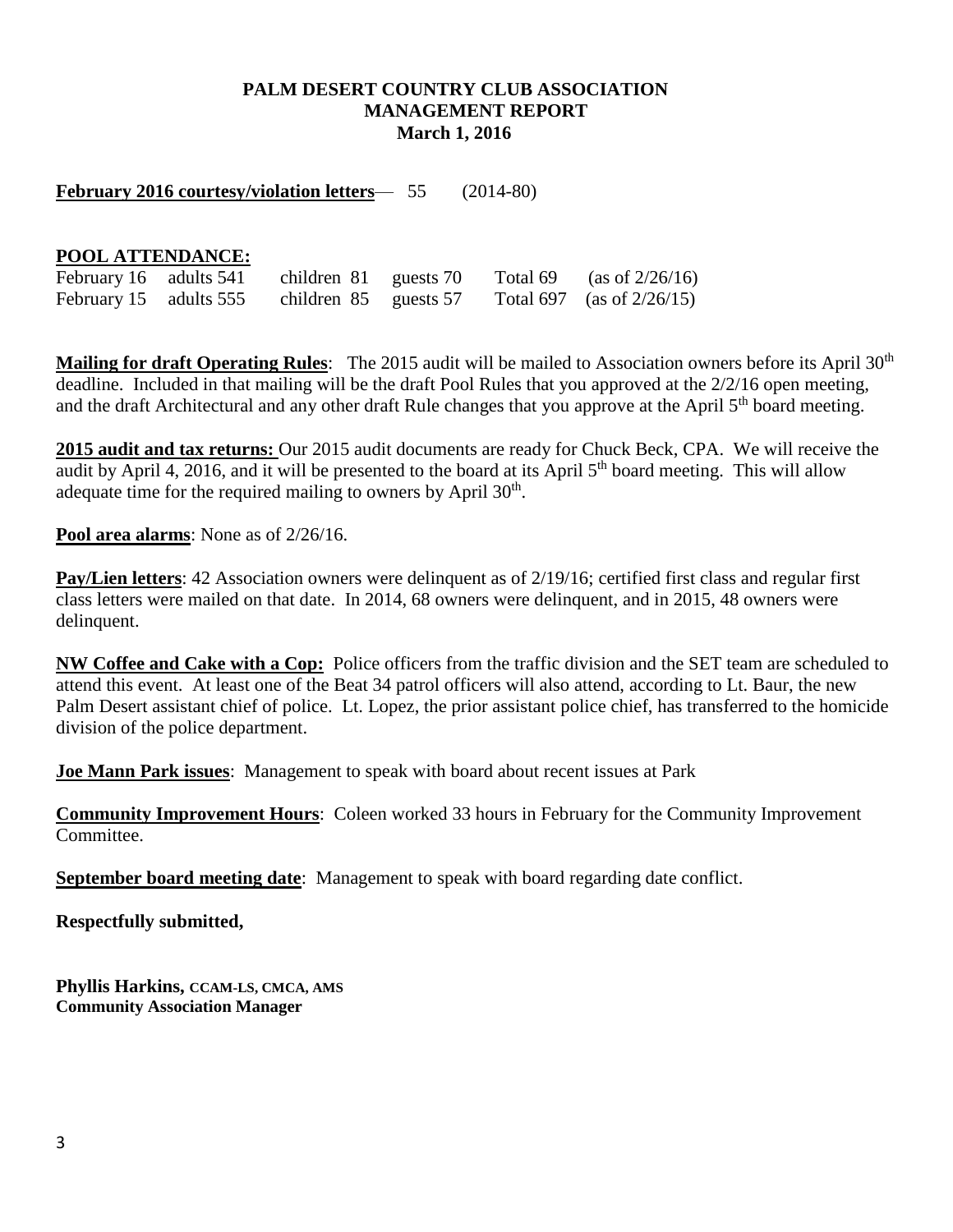**PALM DESERT COUNTRY CLUB ASSOCIATION**
**MANAGEMENT REPORT**
**March 1, 2016**

**February 2016 courtesy/violation letters**— 55 (2014-80)

**POOL ATTENDANCE:**

| | | | | | |
|---|---|---|---|---|---|
| February 16 | adults 541 | children 81 | guests 70 | Total 69 | (as of 2/26/16) |
| February 15 | adults 555 | children 85 | guests 57 | Total 697 | (as of 2/26/15) |

**Mailing for draft Operating Rules**: The 2015 audit will be mailed to Association owners before its April 30th deadline. Included in that mailing will be the draft Pool Rules that you approved at the 2/2/16 open meeting, and the draft Architectural and any other draft Rule changes that you approve at the April 5th board meeting.

**2015 audit and tax returns:** Our 2015 audit documents are ready for Chuck Beck, CPA. We will receive the audit by April 4, 2016, and it will be presented to the board at its April 5th board meeting. This will allow adequate time for the required mailing to owners by April 30th.

**Pool area alarms**: None as of 2/26/16.

**Pay/Lien letters**: 42 Association owners were delinquent as of 2/19/16; certified first class and regular first class letters were mailed on that date. In 2014, 68 owners were delinquent, and in 2015, 48 owners were delinquent.

**NW Coffee and Cake with a Cop:** Police officers from the traffic division and the SET team are scheduled to attend this event. At least one of the Beat 34 patrol officers will also attend, according to Lt. Baur, the new Palm Desert assistant chief of police. Lt. Lopez, the prior assistant police chief, has transferred to the homicide division of the police department.

**Joe Mann Park issues**: Management to speak with board about recent issues at Park

**Community Improvement Hours**: Coleen worked 33 hours in February for the Community Improvement Committee.

**September board meeting date**: Management to speak with board regarding date conflict.

**Respectfully submitted,**

**Phyllis Harkins, CCAM-LS, CMCA, AMS**
**Community Association Manager**